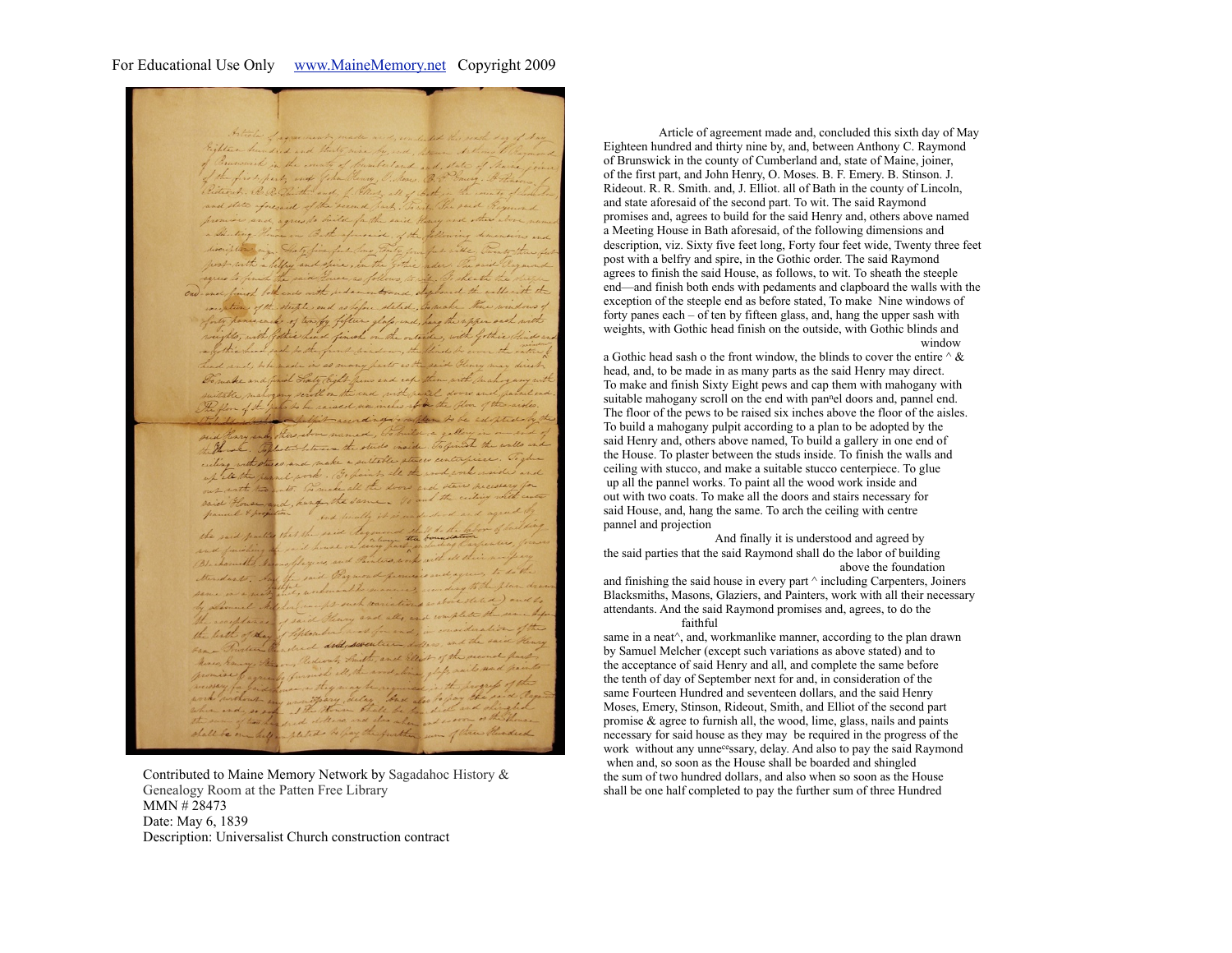Contributed to Maine Memory Network by Sagadahoc History & Genealogy Room at the Patten Free Library
MMN # 28473
Date: May 6, 1839
Description: Universalist Church construction contract

Article of agreement made and, concluded this sixth day of May Eighteen hundred and thirty nine by, and, between Anthony C. Raymond of Brunswick in the county of Cumberland and, state of Maine, joiner, of the first part, and John Henry, O. Moses. B. F. Emery. B. Stinson. J. Rideout. R. R. Smith. and, J. Elliot. all of Bath in the county of Lincoln, and state aforesaid of the second part. To wit. The said Raymond promises and, agrees to build for the said Henry and, others above named a Meeting House in Bath aforesaid, of the following dimensions and description, viz. Sixty five feet long, Forty four feet wide, Twenty three feet post with a belfry and spire, in the Gothic order. The said Raymond agrees to finish the said House, as follows, to wit. To sheath the steeple end—and finish both ends with pedaments and clapboard the walls with the exception of the steeple end as before stated, To make Nine windows of forty panes each – of ten by fifteen glass, and, hang the upper sash with weights, with Gothic head finish on the outside, with Gothic blinds and a Gothic head sash o the front window, the blinds to cover the entire ^ window & head, and, to be made in as many parts as the said Henry may direct. To make and finish Sixty Eight pews and cap them with mahogany with suitable mahogany scroll on the end with pan^n^el doors and, pannel end. The floor of the pews to be raised six inches above the floor of the aisles. To build a mahogany pulpit according to a plan to be adopted by the said Henry and, others above named, To build a gallery in one end of the House. To plaster between the studs inside. To finish the walls and ceiling with stucco, and make a suitable stucco centerpiece. To glue up all the pannel works. To paint all the wood work inside and out with two coats. To make all the doors and stairs necessary for said House, and, hang the same. To arch the ceiling with centre pannel and projection

And finally it is understood and agreed by the said parties that the said Raymond shall do the labor of building and finishing the said house in every part ^ above the foundation including Carpenters, Joiners Blacksmiths, Masons, Glaziers, and Painters, work with all their necessary attendants. And the said Raymond promises and, agrees, to do the same in a neat^ faithful, and, workmanlike manner, according to the plan drawn by Samuel Melcher (except such variations as above stated) and to the acceptance of said Henry and all, and complete the same before the tenth of day of September next for and, in consideration of the same Fourteen Hundred and seventeen dollars, and the said Henry Moses, Emery, Stinson, Rideout, Smith, and Elliot of the second part promise & agree to furnish all, the wood, lime, glass, nails and paints necessary for said house as they may be required in the progress of the work without any unne^ce^ssary, delay. And also to pay the said Raymond when and, so soon as the House shall be boarded and shingled the sum of two hundred dollars, and also when so soon as the House shall be one half completed to pay the further sum of three Hundred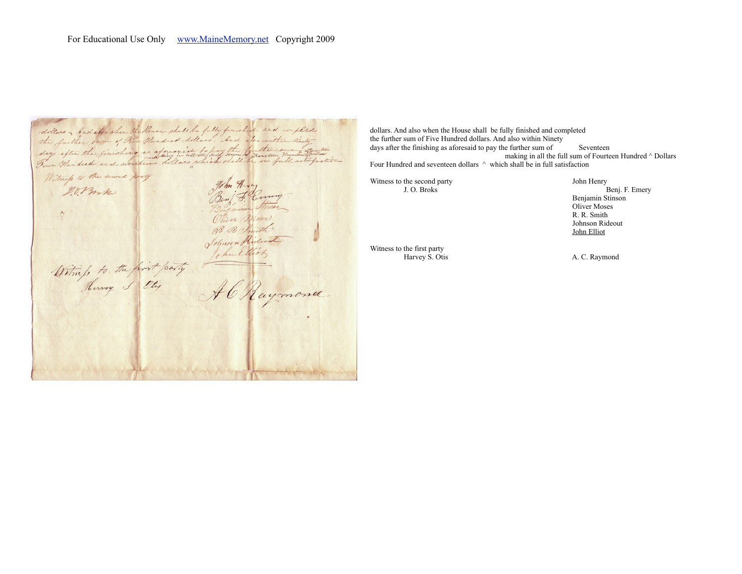dollars. And also when the House shall be fully finished and completed the further sum of Five Hundred dollars. And also within Ninety days after the finishing as aforesaid to pay the further sum of Seventeen making in all the full sum of Fourteen Hundred ^ Dollars Four Hundred and seventeen dollars ^ which shall be in full satisfaction

Witness to the second party
J. O. Broks

John Henry
Benj. F. Emery
Benjamin Stinson
Oliver Moses
R. R. Smith
Johnson Rideout
John Elliot

Witness to the first party
Harvey S. Otis

A. C. Raymond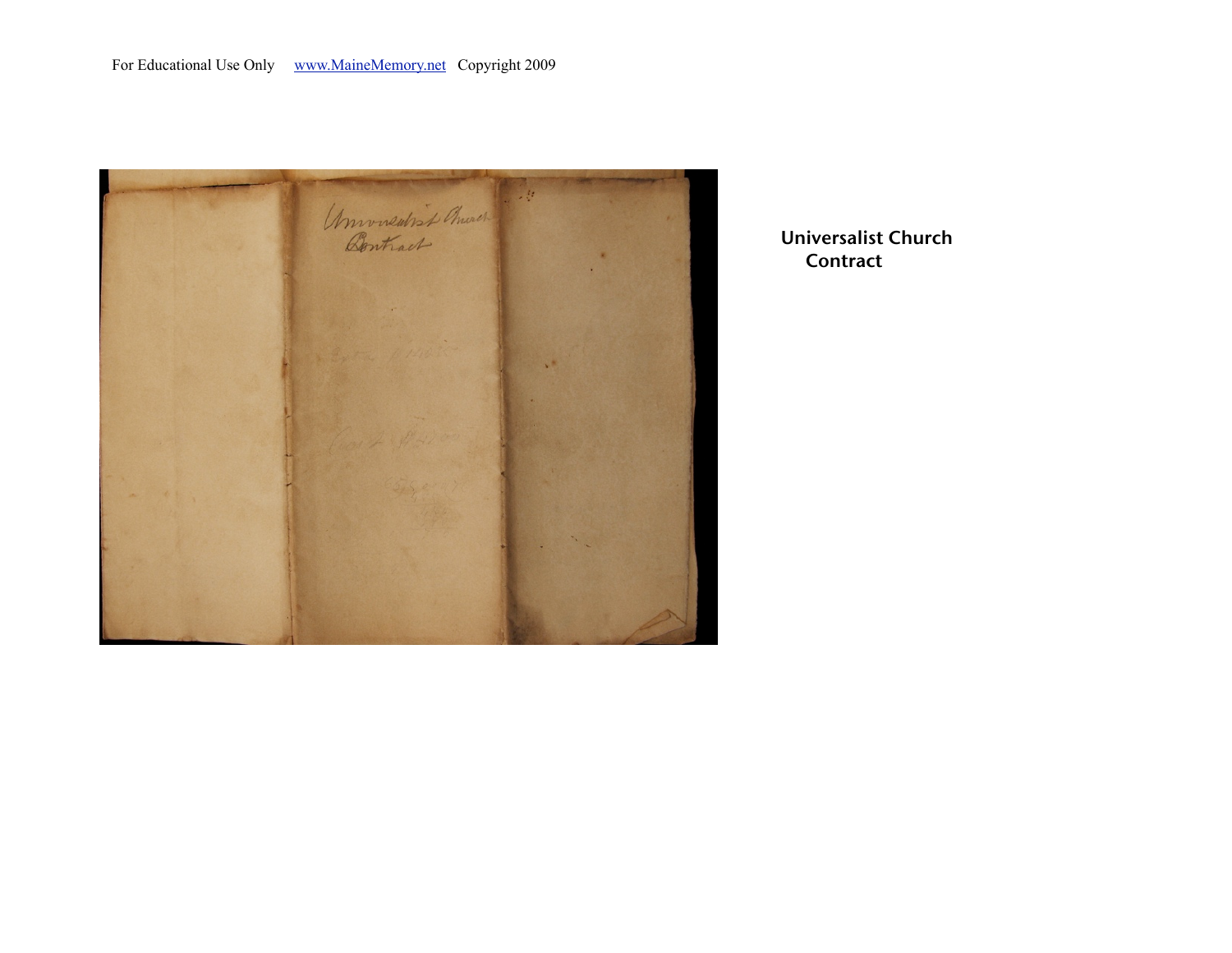Universalist Church
Contract

**Universalist Church**
**Contract**